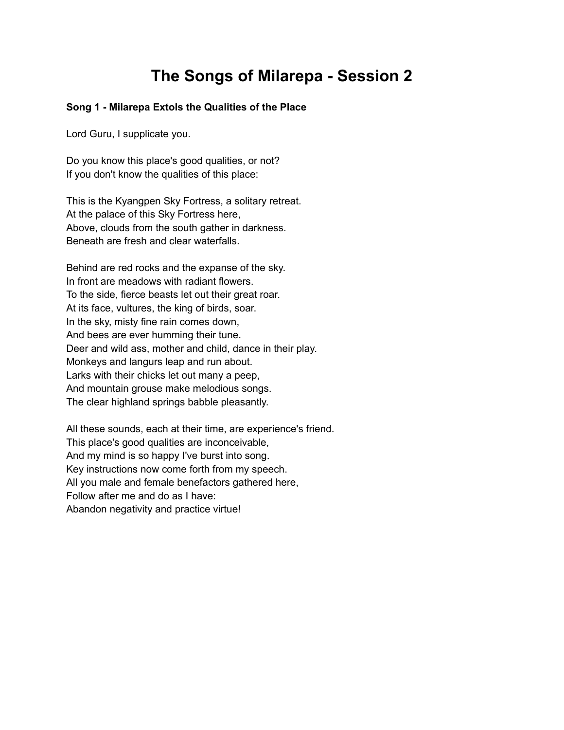# The Songs of Milarepa - Session 2

**Song 1 - Milarepa Extols the Qualities of the Place**

Lord Guru, I supplicate you.

Do you know this place's good qualities, or not?
If you don't know the qualities of this place:

This is the Kyangpen Sky Fortress, a solitary retreat.
At the palace of this Sky Fortress here,
Above, clouds from the south gather in darkness.
Beneath are fresh and clear waterfalls.

Behind are red rocks and the expanse of the sky.
In front are meadows with radiant flowers.
To the side, fierce beasts let out their great roar.
At its face, vultures, the king of birds, soar.
In the sky, misty fine rain comes down,
And bees are ever humming their tune.
Deer and wild ass, mother and child, dance in their play.
Monkeys and langurs leap and run about.
Larks with their chicks let out many a peep,
And mountain grouse make melodious songs.
The clear highland springs babble pleasantly.

All these sounds, each at their time, are experience's friend.
This place's good qualities are inconceivable,
And my mind is so happy I've burst into song.
Key instructions now come forth from my speech.
All you male and female benefactors gathered here,
Follow after me and do as I have:
Abandon negativity and practice virtue!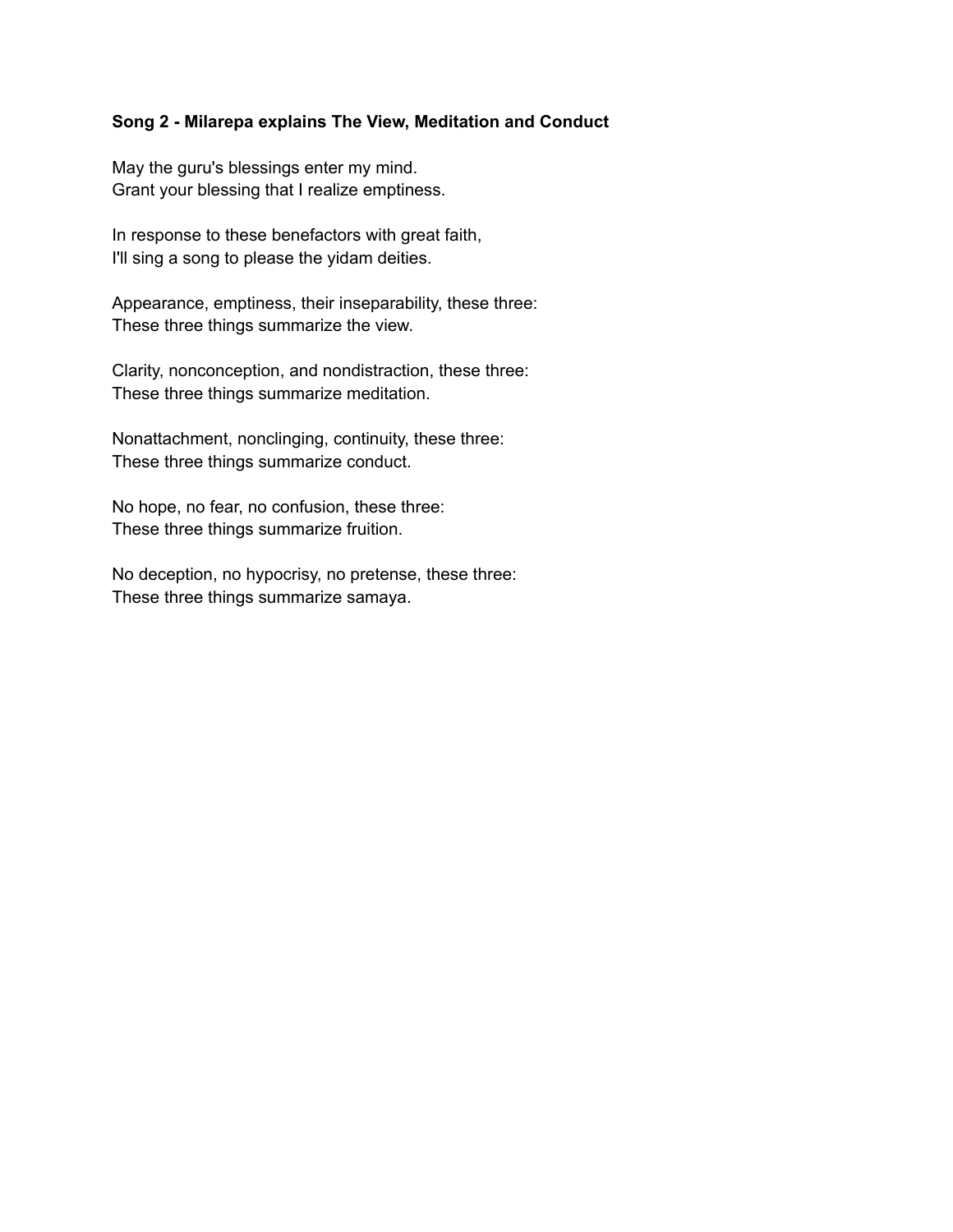**Song 2 - Milarepa explains The View, Meditation and Conduct**

May the guru's blessings enter my mind.
Grant your blessing that I realize emptiness.

In response to these benefactors with great faith,
I'll sing a song to please the yidam deities.

Appearance, emptiness, their inseparability, these three:
These three things summarize the view.

Clarity, nonconception, and nondistraction, these three:
These three things summarize meditation.

Nonattachment, nonclinging, continuity, these three:
These three things summarize conduct.

No hope, no fear, no confusion, these three:
These three things summarize fruition.

No deception, no hypocrisy, no pretense, these three:
These three things summarize samaya.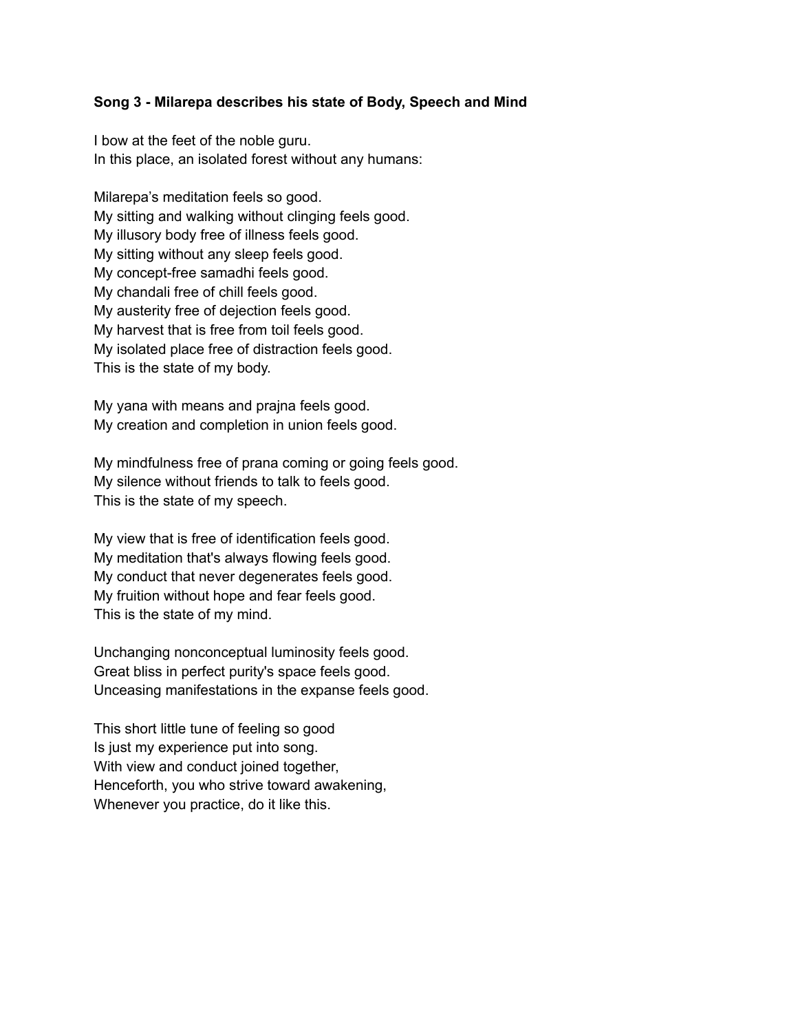**Song 3 - Milarepa describes his state of Body, Speech and Mind**

I bow at the feet of the noble guru.  
In this place, an isolated forest without any humans:

Milarepa's meditation feels so good.  
My sitting and walking without clinging feels good.  
My illusory body free of illness feels good.  
My sitting without any sleep feels good.  
My concept-free samadhi feels good.  
My chandali free of chill feels good.  
My austerity free of dejection feels good.  
My harvest that is free from toil feels good.  
My isolated place free of distraction feels good.  
This is the state of my body.

My yana with means and prajna feels good.  
My creation and completion in union feels good.

My mindfulness free of prana coming or going feels good.  
My silence without friends to talk to feels good.  
This is the state of my speech.

My view that is free of identification feels good.  
My meditation that's always flowing feels good.  
My conduct that never degenerates feels good.  
My fruition without hope and fear feels good.  
This is the state of my mind.

Unchanging nonconceptual luminosity feels good.  
Great bliss in perfect purity's space feels good.  
Unceasing manifestations in the expanse feels good.

This short little tune of feeling so good  
Is just my experience put into song.  
With view and conduct joined together,  
Henceforth, you who strive toward awakening,  
Whenever you practice, do it like this.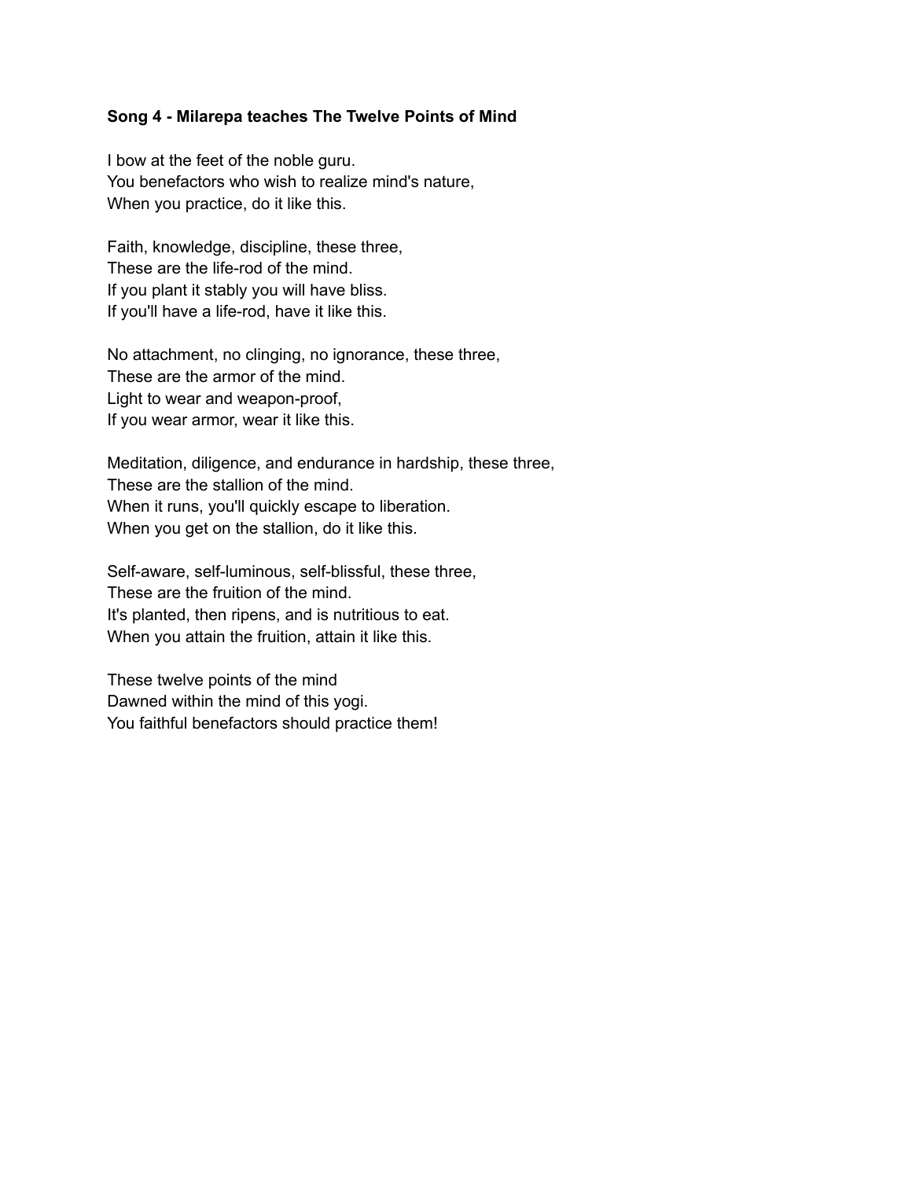**Song 4 - Milarepa teaches The Twelve Points of Mind**

I bow at the feet of the noble guru.  
You benefactors who wish to realize mind's nature,  
When you practice, do it like this.

Faith, knowledge, discipline, these three,  
These are the life-rod of the mind.  
If you plant it stably you will have bliss.  
If you'll have a life-rod, have it like this.

No attachment, no clinging, no ignorance, these three,  
These are the armor of the mind.  
Light to wear and weapon-proof,  
If you wear armor, wear it like this.

Meditation, diligence, and endurance in hardship, these three,  
These are the stallion of the mind.  
When it runs, you'll quickly escape to liberation.  
When you get on the stallion, do it like this.

Self-aware, self-luminous, self-blissful, these three,  
These are the fruition of the mind.  
It's planted, then ripens, and is nutritious to eat.  
When you attain the fruition, attain it like this.

These twelve points of the mind  
Dawned within the mind of this yogi.  
You faithful benefactors should practice them!